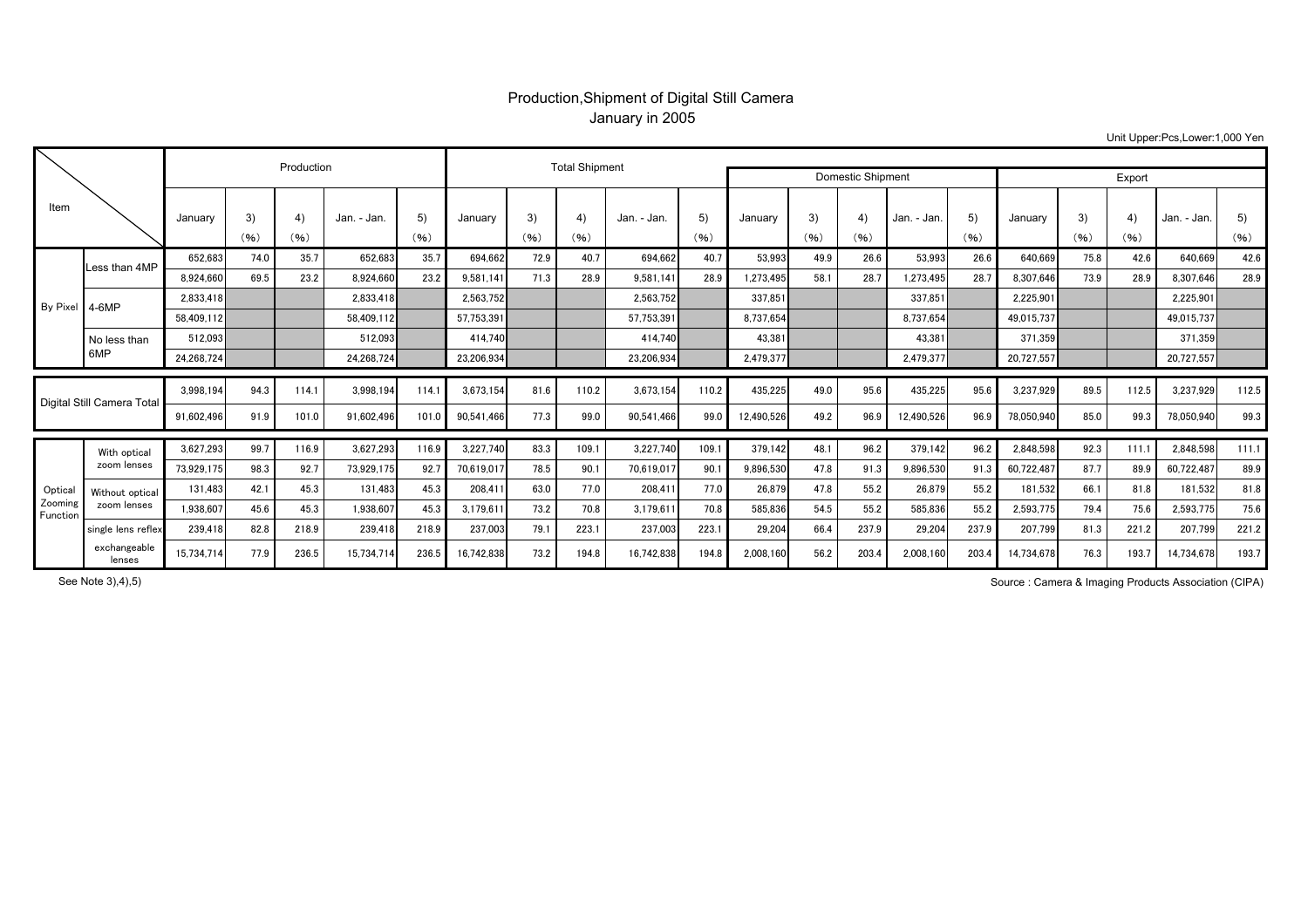# Production,Shipment of Digital Still Camera
## January in 2005

Unit Upper:Pcs,Lower:1,000 Yen

| Item | | Production | | | | | Total Shipment | | | | | Domestic Shipment | | | | | Export | | | | |
|---|---|---|---|---|---|---|---|---|---|---|---|---|---|---|---|---|---|---|---|---|---|
| | | January | 3) (%) | 4) (%) | Jan. - Jan. | 5) (%) | January | 3) (%) | 4) (%) | Jan. - Jan. | 5) (%) | January | 3) (%) | 4) (%) | Jan. - Jan. | 5) (%) | January | 3) (%) | 4) (%) | Jan. - Jan. | 5) (%) |
| By Pixel | Less than 4MP | 652,683 | 74.0 | 35.7 | 652,683 | 35.7 | 694,662 | 72.9 | 40.7 | 694,662 | 40.7 | 53,993 | 49.9 | 26.6 | 53,993 | 26.6 | 640,669 | 75.8 | 42.6 | 640,669 | 42.6 |
| | | 8,924,660 | 69.5 | 23.2 | 8,924,660 | 23.2 | 9,581,141 | 71.3 | 28.9 | 9,581,141 | 28.9 | 1,273,495 | 58.1 | 28.7 | 1,273,495 | 28.7 | 8,307,646 | 73.9 | 28.9 | 8,307,646 | 28.9 |
| | 4-6MP | 2,833,418 | | | 2,833,418 | | 2,563,752 | | | 2,563,752 | | 337,851 | | | 337,851 | | 2,225,901 | | | 2,225,901 | |
| | | 58,409,112 | | | 58,409,112 | | 57,753,391 | | | 57,753,391 | | 8,737,654 | | | 8,737,654 | | 49,015,737 | | | 49,015,737 | |
| | No less than 6MP | 512,093 | | | 512,093 | | 414,740 | | | 414,740 | | 43,381 | | | 43,381 | | 371,359 | | | 371,359 | |
| | | 24,268,724 | | | 24,268,724 | | 23,206,934 | | | 23,206,934 | | 2,479,377 | | | 2,479,377 | | 20,727,557 | | | 20,727,557 | |
| Digital Still Camera Total | | 3,998,194 | 94.3 | 114.1 | 3,998,194 | 114.1 | 3,673,154 | 81.6 | 110.2 | 3,673,154 | 110.2 | 435,225 | 49.0 | 95.6 | 435,225 | 95.6 | 3,237,929 | 89.5 | 112.5 | 3,237,929 | 112.5 |
| | | 91,602,496 | 91.9 | 101.0 | 91,602,496 | 101.0 | 90,541,466 | 77.3 | 99.0 | 90,541,466 | 99.0 | 12,490,526 | 49.2 | 96.9 | 12,490,526 | 96.9 | 78,050,940 | 85.0 | 99.3 | 78,050,940 | 99.3 |
| Optical Zooming Function | With optical zoom lenses | 3,627,293 | 99.7 | 116.9 | 3,627,293 | 116.9 | 3,227,740 | 83.3 | 109.1 | 3,227,740 | 109.1 | 379,142 | 48.1 | 96.2 | 379,142 | 96.2 | 2,848,598 | 92.3 | 111.1 | 2,848,598 | 111.1 |
| | | 73,929,175 | 98.3 | 92.7 | 73,929,175 | 92.7 | 70,619,017 | 78.5 | 90.1 | 70,619,017 | 90.1 | 9,896,530 | 47.8 | 91.3 | 9,896,530 | 91.3 | 60,722,487 | 87.7 | 89.9 | 60,722,487 | 89.9 |
| | Without optical zoom lenses | 131,483 | 42.1 | 45.3 | 131,483 | 45.3 | 208,411 | 63.0 | 77.0 | 208,411 | 77.0 | 26,879 | 47.8 | 55.2 | 26,879 | 55.2 | 181,532 | 66.1 | 81.8 | 181,532 | 81.8 |
| | | 1,938,607 | 45.6 | 45.3 | 1,938,607 | 45.3 | 3,179,611 | 73.2 | 70.8 | 3,179,611 | 70.8 | 585,836 | 54.5 | 55.2 | 585,836 | 55.2 | 2,593,775 | 79.4 | 75.6 | 2,593,775 | 75.6 |
| | single lens reflex exchangeable lenses | 239,418 | 82.8 | 218.9 | 239,418 | 218.9 | 237,003 | 79.1 | 223.1 | 237,003 | 223.1 | 29,204 | 66.4 | 237.9 | 29,204 | 237.9 | 207,799 | 81.3 | 221.2 | 207,799 | 221.2 |
| | | 15,734,714 | 77.9 | 236.5 | 15,734,714 | 236.5 | 16,742,838 | 73.2 | 194.8 | 16,742,838 | 194.8 | 2,008,160 | 56.2 | 203.4 | 2,008,160 | 203.4 | 14,734,678 | 76.3 | 193.7 | 14,734,678 | 193.7 |

See Note 3),4),5)

Source : Camera & Imaging Products Association (CIPA)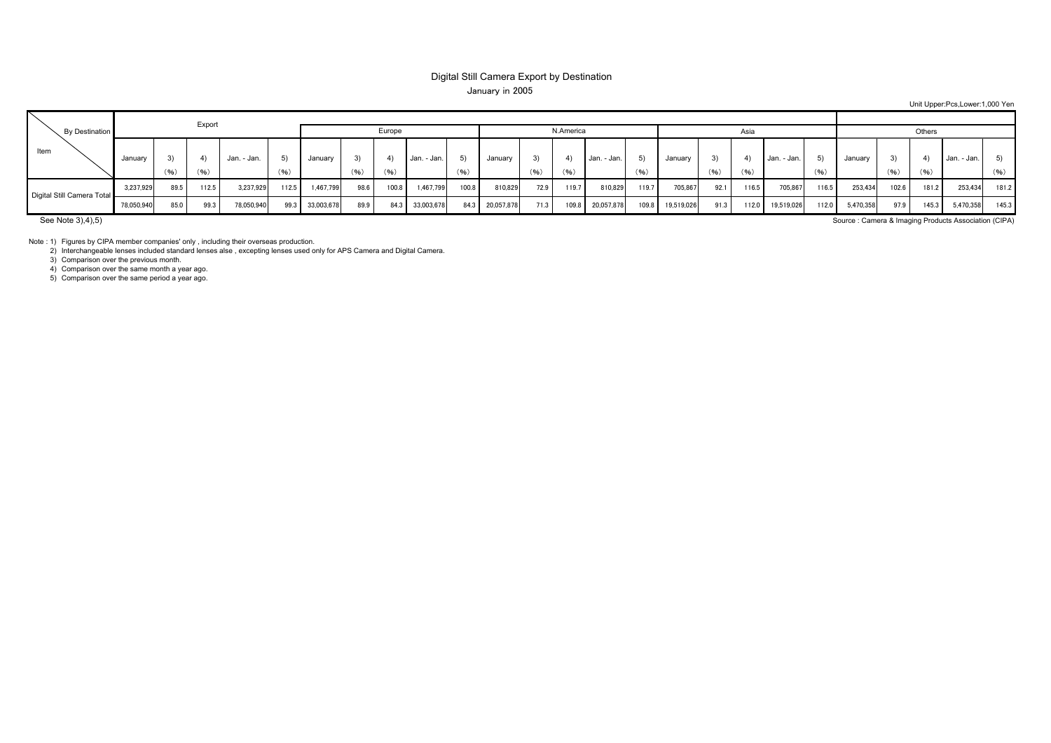# Digital Still Camera Export by Destination

January in 2005

Unit Upper:Pcs,Lower:1,000 Yen

| By Destination / Item | Export | | | | | Europe | | | | | N.America | | | | | Asia | | | | | Others | | | | |
|---|---|---|---|---|---|---|---|---|---|---|---|---|---|---|---|---|---|---|---|---|---|---|---|---|---|
| | January | 3) (%) | 4) (%) | Jan. - Jan. | 5) (%) | January | 3) (%) | 4) (%) | Jan. - Jan. | 5) (%) | January | 3) (%) | 4) (%) | Jan. - Jan. | 5) (%) | January | 3) (%) | 4) (%) | Jan. - Jan. | 5) (%) | January | 3) (%) | 4) (%) | Jan. - Jan. | 5) (%) |
| Digital Still Camera Total | 3,237,929 | 89.5 | 112.5 | 3,237,929 | 112.5 | 1,467,799 | 98.6 | 100.8 | 1,467,799 | 100.8 | 810,829 | 72.9 | 119.7 | 810,829 | 119.7 | 705,867 | 92.1 | 116.5 | 705,867 | 116.5 | 253,434 | 102.6 | 181.2 | 253,434 | 181.2 |
| | 78,050,940 | 85.0 | 99.3 | 78,050,940 | 99.3 | 33,003,678 | 89.9 | 84.3 | 33,003,678 | 84.3 | 20,057,878 | 71.3 | 109.8 | 20,057,878 | 109.8 | 19,519,026 | 91.3 | 112.0 | 19,519,026 | 112.0 | 5,470,358 | 97.9 | 145.3 | 5,470,358 | 145.3 |

See Note 3),4),5)

Source : Camera & Imaging Products Association (CIPA)

Note : 1) Figures by CIPA member companies' only , including their overseas production.

2) Interchangeable lenses included standard lenses alse , excepting lenses used only for APS Camera and Digital Camera.

3) Comparison over the previous month.

4) Comparison over the same month a year ago.

5) Comparison over the same period a year ago.